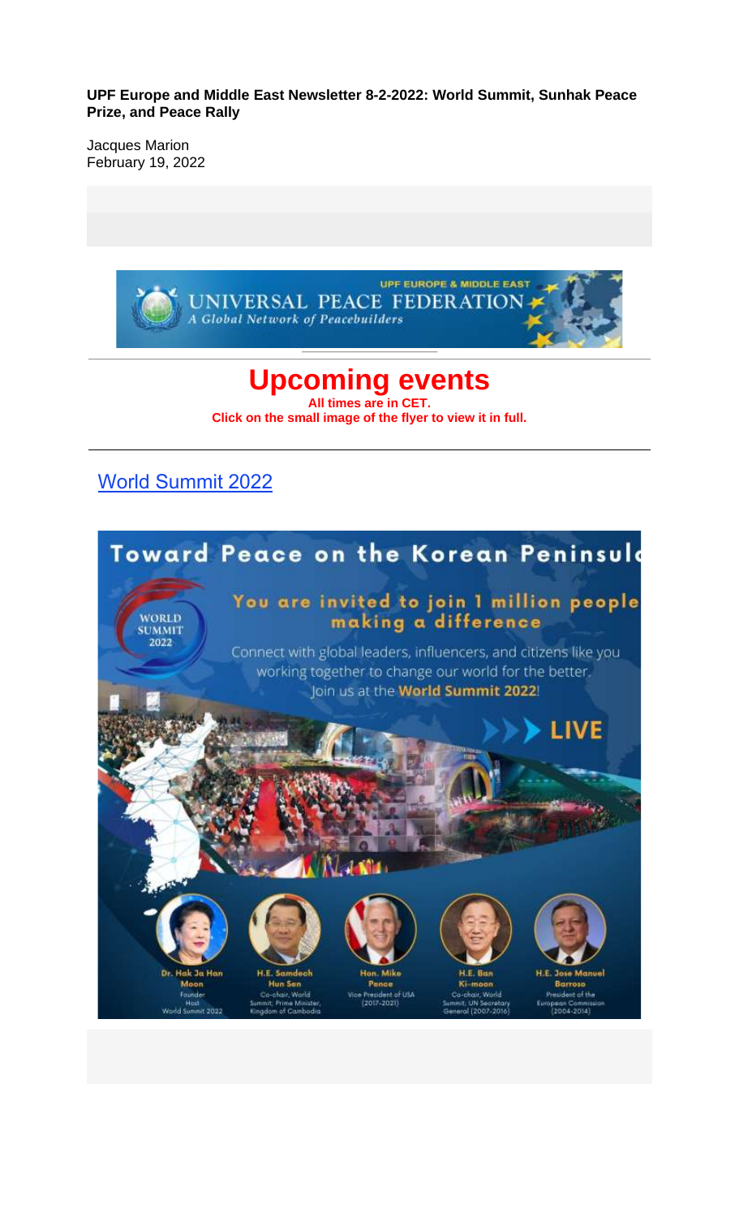**UPF Europe and Middle East Newsletter 8-2-2022: World Summit, Sunhak Peace Prize, and Peace Rally**

Jacques Marion
February 19, 2022

# Upcoming events

**All times are in CET.**
**Click on the small image of the flyer to view it in full.**

---

## World Summit 2022

Toward Peace on the Korean Peninsula

You are invited to join 1 million people making a difference

Connect with global leaders, influencers, and citizens like you working together to change our world for the better. Join us at the **World Summit 2022**!

LIVE

- **Dr. Hak Ja Han Moon** – Founder, Host, World Summit 2022
- **H.E. Samdech Hun Sen** – Co-chair, World Summit; Prime Minister, Kingdom of Cambodia
- **Hon. Mike Pence** – Vice President of USA (2017-2021)
- **H.E. Ban Ki-moon** – Co-chair, World Summit; UN Secretary General (2007-2016)
- **H.E. Jose Manuel Barroso** – President of the European Commission (2004-2014)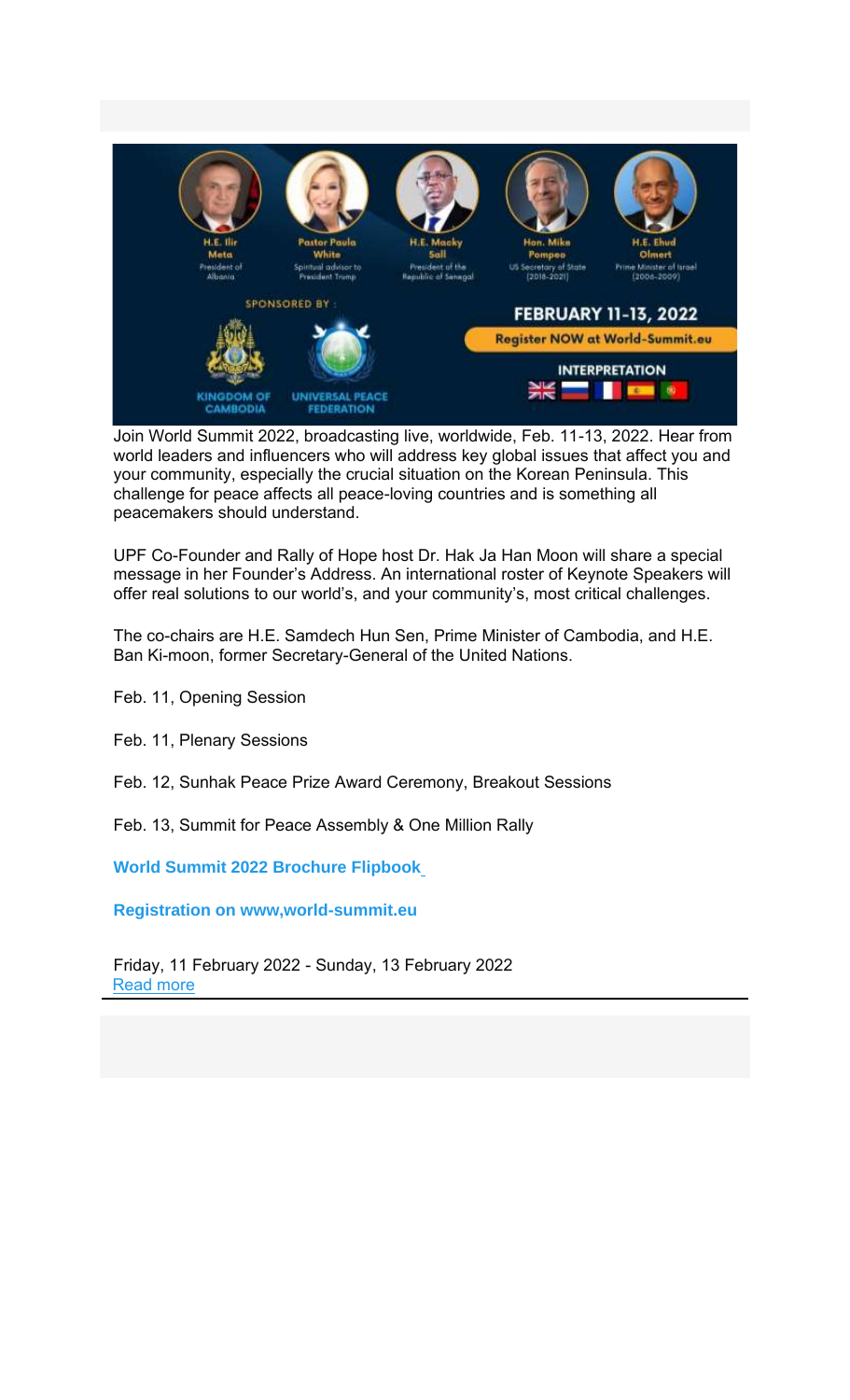H.E. Ilir Meta
President of Albania

Pastor Paula White
Spiritual advisor to President Trump

H.E. Macky Sall
President of the Republic of Senegal

Hon. Mike Pompeo
US Secretary of State (2018-2021)

H.E. Ehud Olmert
Prime Minister of Israel (2006-2009)

SPONSORED BY :

KINGDOM OF CAMBODIA

UNIVERSAL PEACE FEDERATION

**FEBRUARY 11-13, 2022**

**Register NOW at World-Summit.eu**

**INTERPRETATION**

Join World Summit 2022, broadcasting live, worldwide, Feb. 11-13, 2022. Hear from world leaders and influencers who will address key global issues that affect you and your community, especially the crucial situation on the Korean Peninsula. This challenge for peace affects all peace-loving countries and is something all peacemakers should understand.

UPF Co-Founder and Rally of Hope host Dr. Hak Ja Han Moon will share a special message in her Founder's Address. An international roster of Keynote Speakers will offer real solutions to our world's, and your community's, most critical challenges.

The co-chairs are H.E. Samdech Hun Sen, Prime Minister of Cambodia, and H.E. Ban Ki-moon, former Secretary-General of the United Nations.

Feb. 11, Opening Session

Feb. 11, Plenary Sessions

Feb. 12, Sunhak Peace Prize Award Ceremony, Breakout Sessions

Feb. 13, Summit for Peace Assembly & One Million Rally

**World Summit 2022 Brochure Flipbook**

**Registration on www,world-summit.eu**

Friday, 11 February 2022 - Sunday, 13 February 2022

Read more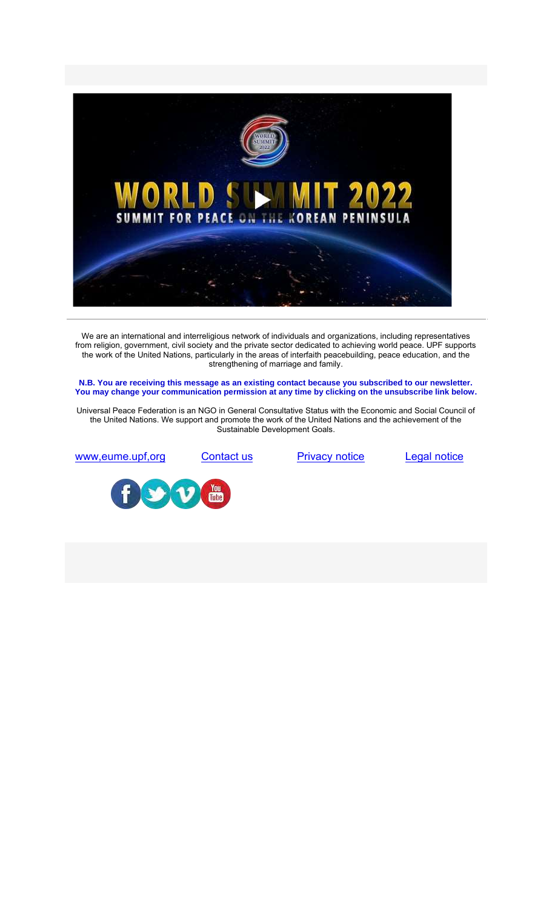We are an international and interreligious network of individuals and organizations, including representatives from religion, government, civil society and the private sector dedicated to achieving world peace. UPF supports the work of the United Nations, particularly in the areas of interfaith peacebuilding, peace education, and the strengthening of marriage and family.

**N.B. You are receiving this message as an existing contact because you subscribed to our newsletter. You may change your communication permission at any time by clicking on the unsubscribe link below.**

Universal Peace Federation is an NGO in General Consultative Status with the Economic and Social Council of the United Nations. We support and promote the work of the United Nations and the achievement of the Sustainable Development Goals.

www,eume.upf,org    Contact us    Privacy notice    Legal notice